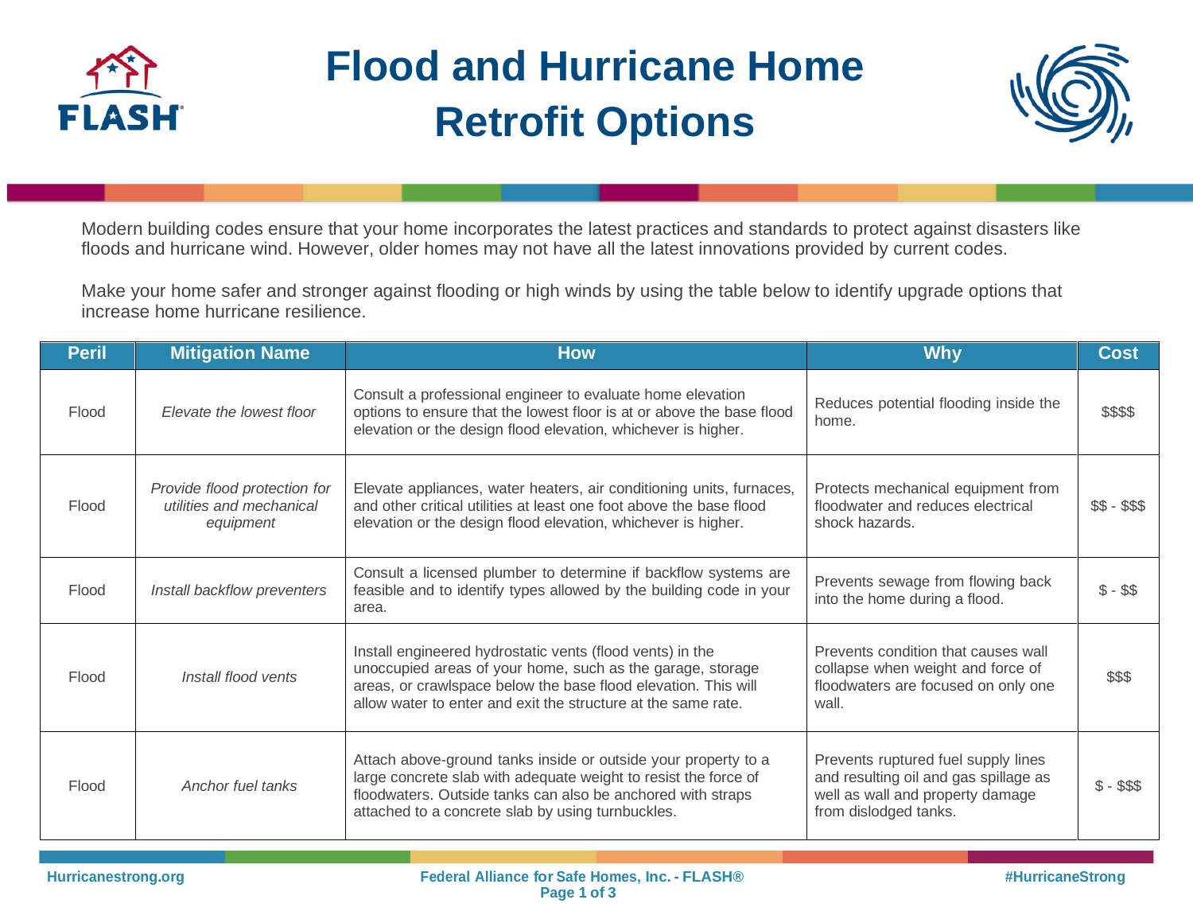# Flood and Hurricane Home Retrofit Options

Modern building codes ensure that your home incorporates the latest practices and standards to protect against disasters like floods and hurricane wind. However, older homes may not have all the latest innovations provided by current codes.

Make your home safer and stronger against flooding or high winds by using the table below to identify upgrade options that increase home hurricane resilience.

| Peril | Mitigation Name | How | Why | Cost |
|---|---|---|---|---|
| Flood | *Elevate the lowest floor* | Consult a professional engineer to evaluate home elevation options to ensure that the lowest floor is at or above the base flood elevation or the design flood elevation, whichever is higher. | Reduces potential flooding inside the home. | $$$$ |
| Flood | *Provide flood protection for utilities and mechanical equipment* | Elevate appliances, water heaters, air conditioning units, furnaces, and other critical utilities at least one foot above the base flood elevation or the design flood elevation, whichever is higher. | Protects mechanical equipment from floodwater and reduces electrical shock hazards. | $$ - $$$ |
| Flood | *Install backflow preventers* | Consult a licensed plumber to determine if backflow systems are feasible and to identify types allowed by the building code in your area. | Prevents sewage from flowing back into the home during a flood. | $ - $$ |
| Flood | *Install flood vents* | Install engineered hydrostatic vents (flood vents) in the unoccupied areas of your home, such as the garage, storage areas, or crawlspace below the base flood elevation. This will allow water to enter and exit the structure at the same rate. | Prevents condition that causes wall collapse when weight and force of floodwaters are focused on only one wall. | $$$ |
| Flood | *Anchor fuel tanks* | Attach above-ground tanks inside or outside your property to a large concrete slab with adequate weight to resist the force of floodwaters. Outside tanks can also be anchored with straps attached to a concrete slab by using turnbuckles. | Prevents ruptured fuel supply lines and resulting oil and gas spillage as well as wall and property damage from dislodged tanks. | $ - $$$ |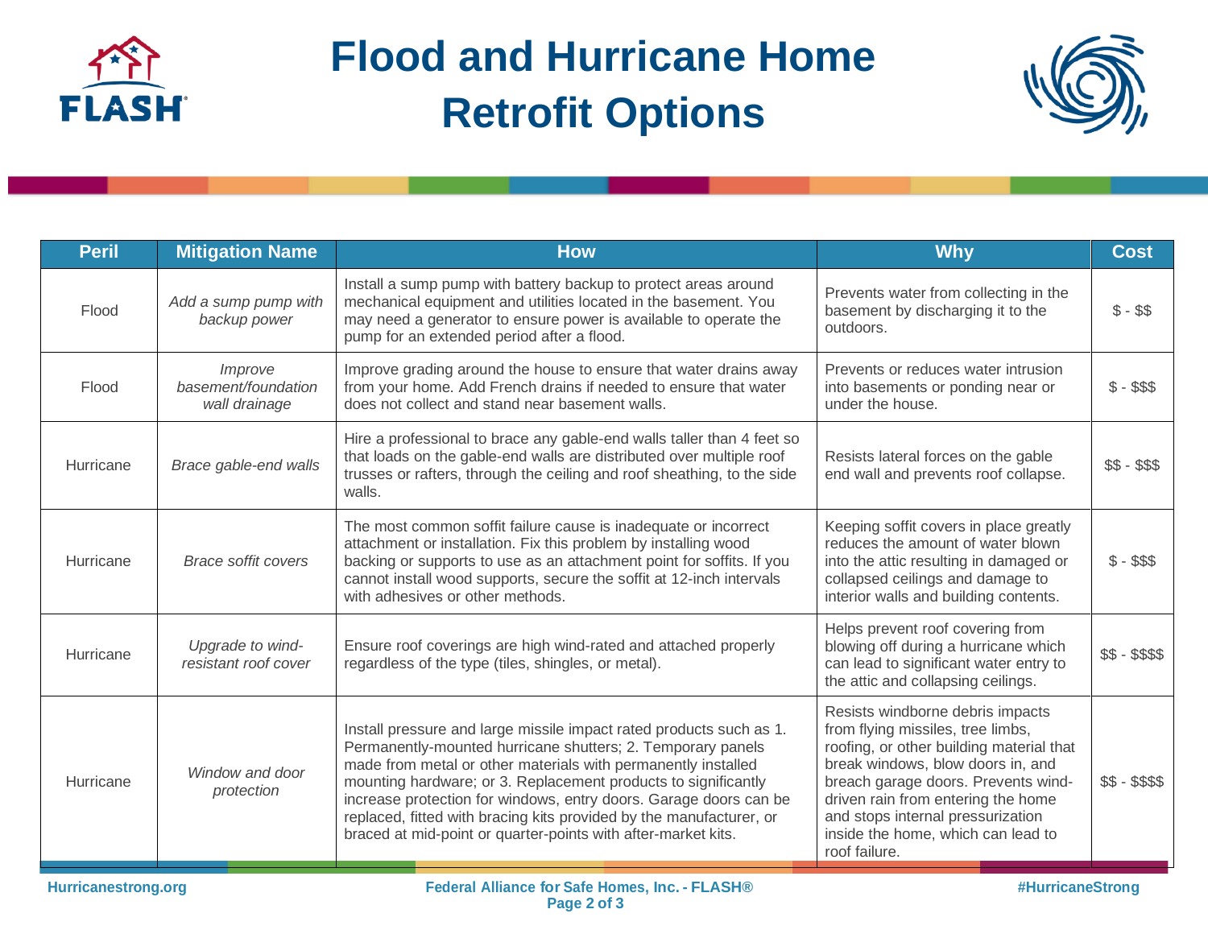# Flood and Hurricane Home Retrofit Options

| Peril | Mitigation Name | How | Why | Cost |
|---|---|---|---|---|
| Flood | *Add a sump pump with backup power* | Install a sump pump with battery backup to protect areas around mechanical equipment and utilities located in the basement. You may need a generator to ensure power is available to operate the pump for an extended period after a flood. | Prevents water from collecting in the basement by discharging it to the outdoors. | $ - $$ |
| Flood | *Improve basement/foundation wall drainage* | Improve grading around the house to ensure that water drains away from your home. Add French drains if needed to ensure that water does not collect and stand near basement walls. | Prevents or reduces water intrusion into basements or ponding near or under the house. | $ - $$$ |
| Hurricane | *Brace gable-end walls* | Hire a professional to brace any gable-end walls taller than 4 feet so that loads on the gable-end walls are distributed over multiple roof trusses or rafters, through the ceiling and roof sheathing, to the side walls. | Resists lateral forces on the gable end wall and prevents roof collapse. | $$ - $$$ |
| Hurricane | *Brace soffit covers* | The most common soffit failure cause is inadequate or incorrect attachment or installation. Fix this problem by installing wood backing or supports to use as an attachment point for soffits. If you cannot install wood supports, secure the soffit at 12-inch intervals with adhesives or other methods. | Keeping soffit covers in place greatly reduces the amount of water blown into the attic resulting in damaged or collapsed ceilings and damage to interior walls and building contents. | $ - $$$ |
| Hurricane | *Upgrade to wind-resistant roof cover* | Ensure roof coverings are high wind-rated and attached properly regardless of the type (tiles, shingles, or metal). | Helps prevent roof covering from blowing off during a hurricane which can lead to significant water entry to the attic and collapsing ceilings. | $$ - $$$$ |
| Hurricane | *Window and door protection* | Install pressure and large missile impact rated products such as 1. Permanently-mounted hurricane shutters; 2. Temporary panels made from metal or other materials with permanently installed mounting hardware; or 3. Replacement products to significantly increase protection for windows, entry doors. Garage doors can be replaced, fitted with bracing kits provided by the manufacturer, or braced at mid-point or quarter-points with after-market kits. | Resists windborne debris impacts from flying missiles, tree limbs, roofing, or other building material that break windows, blow doors in, and breach garage doors. Prevents wind-driven rain from entering the home and stops internal pressurization inside the home, which can lead to roof failure. | $$ - $$$$ |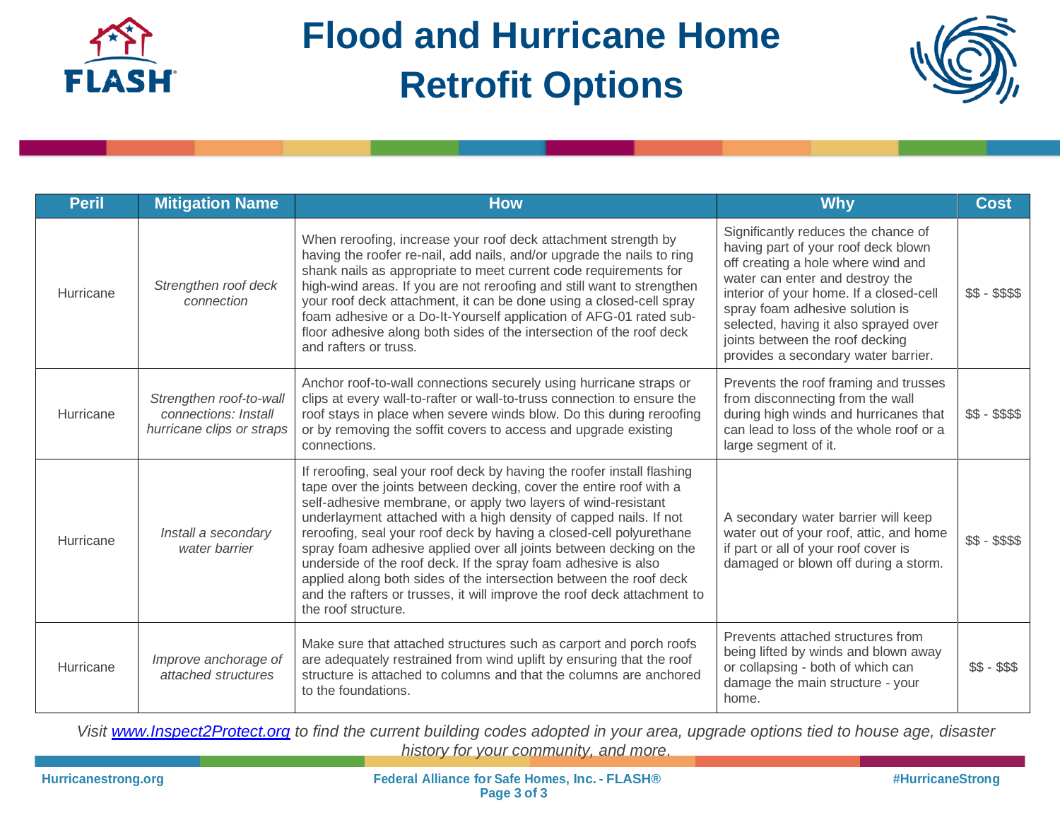# Flood and Hurricane Home Retrofit Options

| Peril | Mitigation Name | How | Why | Cost |
|---|---|---|---|---|
| Hurricane | *Strengthen roof deck connection* | When reroofing, increase your roof deck attachment strength by having the roofer re-nail, add nails, and/or upgrade the nails to ring shank nails as appropriate to meet current code requirements for high-wind areas. If you are not reroofing and still want to strengthen your roof deck attachment, it can be done using a closed-cell spray foam adhesive or a Do-It-Yourself application of AFG-01 rated sub-floor adhesive along both sides of the intersection of the roof deck and rafters or truss. | Significantly reduces the chance of having part of your roof deck blown off creating a hole where wind and water can enter and destroy the interior of your home. If a closed-cell spray foam adhesive solution is selected, having it also sprayed over joints between the roof decking provides a secondary water barrier. | $$ - $$$$ |
| Hurricane | *Strengthen roof-to-wall connections: Install hurricane clips or straps* | Anchor roof-to-wall connections securely using hurricane straps or clips at every wall-to-rafter or wall-to-truss connection to ensure the roof stays in place when severe winds blow. Do this during reroofing or by removing the soffit covers to access and upgrade existing connections. | Prevents the roof framing and trusses from disconnecting from the wall during high winds and hurricanes that can lead to loss of the whole roof or a large segment of it. | $$ - $$$$ |
| Hurricane | *Install a secondary water barrier* | If reroofing, seal your roof deck by having the roofer install flashing tape over the joints between decking, cover the entire roof with a self-adhesive membrane, or apply two layers of wind-resistant underlayment attached with a high density of capped nails. If not reroofing, seal your roof deck by having a closed-cell polyurethane spray foam adhesive applied over all joints between decking on the underside of the roof deck. If the spray foam adhesive is also applied along both sides of the intersection between the roof deck and the rafters or trusses, it will improve the roof deck attachment to the roof structure. | A secondary water barrier will keep water out of your roof, attic, and home if part or all of your roof cover is damaged or blown off during a storm. | $$ - $$$$ |
| Hurricane | *Improve anchorage of attached structures* | Make sure that attached structures such as carport and porch roofs are adequately restrained from wind uplift by ensuring that the roof structure is attached to columns and that the columns are anchored to the foundations. | Prevents attached structures from being lifted by winds and blown away or collapsing - both of which can damage the main structure - your home. | $$ - $$$ |

*Visit [www.Inspect2Protect.org](http://www.Inspect2Protect.org) to find the current building codes adopted in your area, upgrade options tied to house age, disaster history for your community, and more.*

Hurricanestrong.org | Federal Alliance for Safe Homes, Inc. - FLASH® | #HurricaneStrong